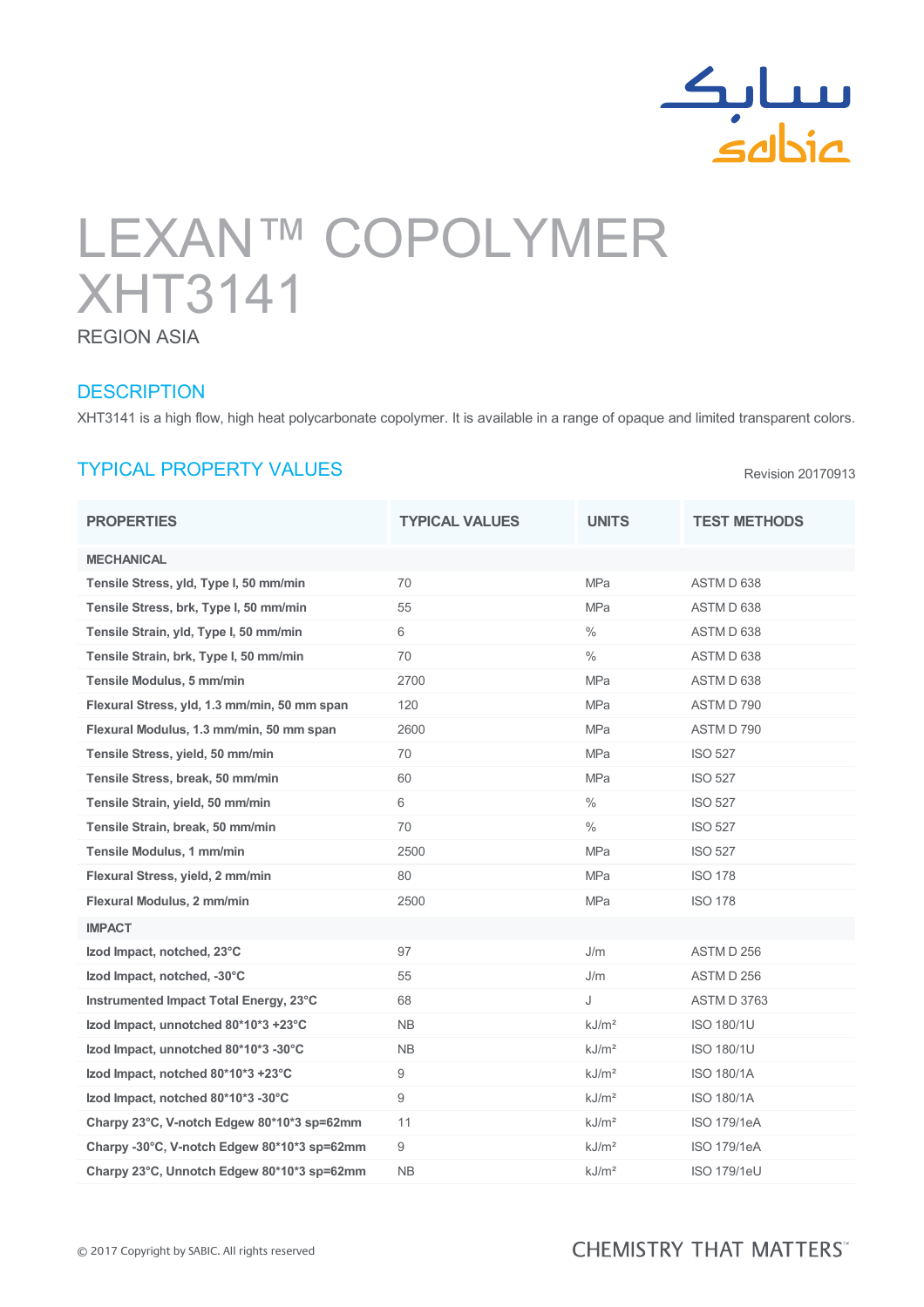# LEXAN™ COPOLYMER XHT3141

REGION ASIA

## DESCRIPTION

XHT3141 is a high flow, high heat polycarbonate copolymer. It is available in a range of opaque and limited transparent colors.

## TYPICAL PROPERTY VALUES

Revision 20170913

| PROPERTIES | TYPICAL VALUES | UNITS | TEST METHODS |
|---|---|---|---|
| **MECHANICAL** | | | |
| Tensile Stress, yld, Type I, 50 mm/min | 70 | MPa | ASTM D 638 |
| Tensile Stress, brk, Type I, 50 mm/min | 55 | MPa | ASTM D 638 |
| Tensile Strain, yld, Type I, 50 mm/min | 6 | % | ASTM D 638 |
| Tensile Strain, brk, Type I, 50 mm/min | 70 | % | ASTM D 638 |
| Tensile Modulus, 5 mm/min | 2700 | MPa | ASTM D 638 |
| Flexural Stress, yld, 1.3 mm/min, 50 mm span | 120 | MPa | ASTM D 790 |
| Flexural Modulus, 1.3 mm/min, 50 mm span | 2600 | MPa | ASTM D 790 |
| Tensile Stress, yield, 50 mm/min | 70 | MPa | ISO 527 |
| Tensile Stress, break, 50 mm/min | 60 | MPa | ISO 527 |
| Tensile Strain, yield, 50 mm/min | 6 | % | ISO 527 |
| Tensile Strain, break, 50 mm/min | 70 | % | ISO 527 |
| Tensile Modulus, 1 mm/min | 2500 | MPa | ISO 527 |
| Flexural Stress, yield, 2 mm/min | 80 | MPa | ISO 178 |
| Flexural Modulus, 2 mm/min | 2500 | MPa | ISO 178 |
| **IMPACT** | | | |
| Izod Impact, notched, 23°C | 97 | J/m | ASTM D 256 |
| Izod Impact, notched, -30°C | 55 | J/m | ASTM D 256 |
| Instrumented Impact Total Energy, 23°C | 68 | J | ASTM D 3763 |
| Izod Impact, unnotched 80*10*3 +23°C | NB | kJ/m² | ISO 180/1U |
| Izod Impact, unnotched 80*10*3 -30°C | NB | kJ/m² | ISO 180/1U |
| Izod Impact, notched 80*10*3 +23°C | 9 | kJ/m² | ISO 180/1A |
| Izod Impact, notched 80*10*3 -30°C | 9 | kJ/m² | ISO 180/1A |
| Charpy 23°C, V-notch Edgew 80*10*3 sp=62mm | 11 | kJ/m² | ISO 179/1eA |
| Charpy -30°C, V-notch Edgew 80*10*3 sp=62mm | 9 | kJ/m² | ISO 179/1eA |
| Charpy 23°C, Unnotch Edgew 80*10*3 sp=62mm | NB | kJ/m² | ISO 179/1eU |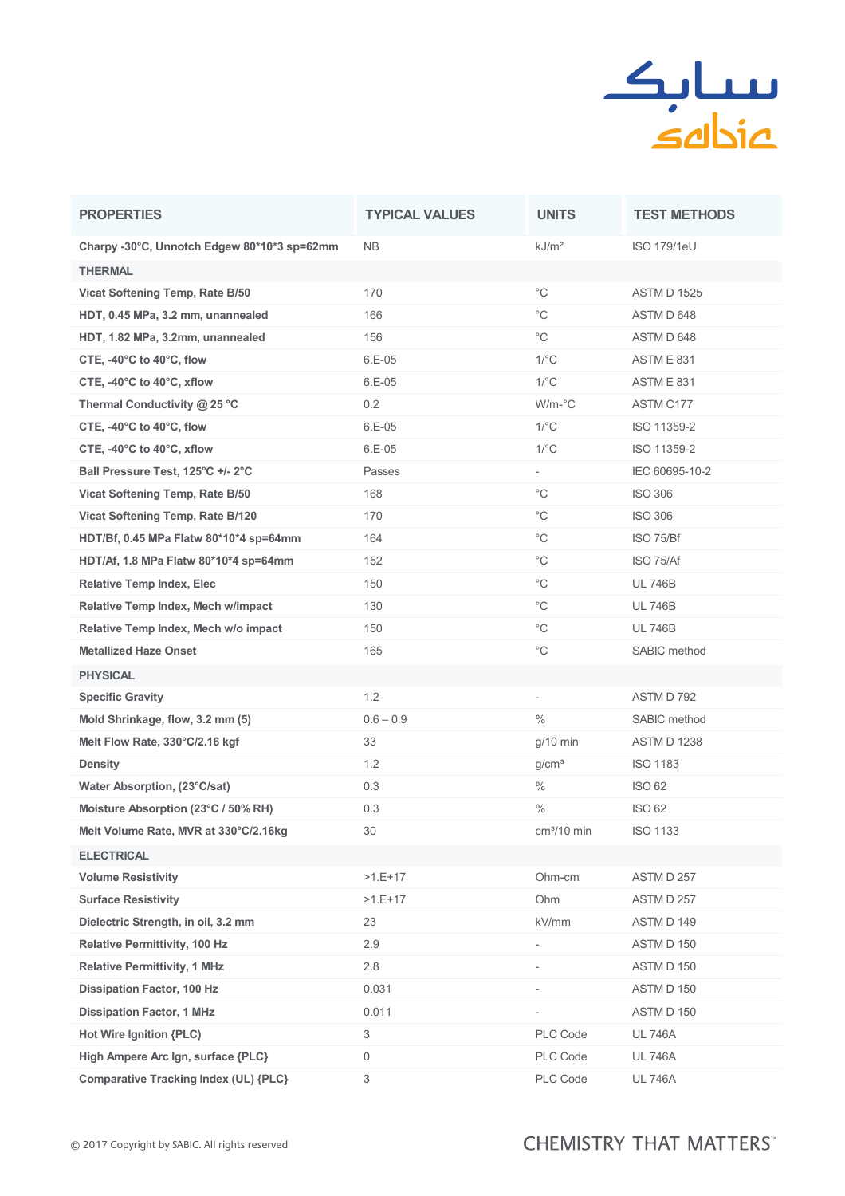| PROPERTIES | TYPICAL VALUES | UNITS | TEST METHODS |
|---|---|---|---|
| **Charpy -30°C, Unnotch Edgew 80*10*3 sp=62mm** | NB | kJ/m² | ISO 179/1eU |
| **THERMAL** | | | |
| **Vicat Softening Temp, Rate B/50** | 170 | °C | ASTM D 1525 |
| **HDT, 0.45 MPa, 3.2 mm, unannealed** | 166 | °C | ASTM D 648 |
| **HDT, 1.82 MPa, 3.2mm, unannealed** | 156 | °C | ASTM D 648 |
| **CTE, -40°C to 40°C, flow** | 6.E-05 | 1/°C | ASTM E 831 |
| **CTE, -40°C to 40°C, xflow** | 6.E-05 | 1/°C | ASTM E 831 |
| **Thermal Conductivity @ 25 °C** | 0.2 | W/m-°C | ASTM C177 |
| **CTE, -40°C to 40°C, flow** | 6.E-05 | 1/°C | ISO 11359-2 |
| **CTE, -40°C to 40°C, xflow** | 6.E-05 | 1/°C | ISO 11359-2 |
| **Ball Pressure Test, 125°C +/- 2°C** | Passes | - | IEC 60695-10-2 |
| **Vicat Softening Temp, Rate B/50** | 168 | °C | ISO 306 |
| **Vicat Softening Temp, Rate B/120** | 170 | °C | ISO 306 |
| **HDT/Bf, 0.45 MPa Flatw 80*10*4 sp=64mm** | 164 | °C | ISO 75/Bf |
| **HDT/Af, 1.8 MPa Flatw 80*10*4 sp=64mm** | 152 | °C | ISO 75/Af |
| **Relative Temp Index, Elec** | 150 | °C | UL 746B |
| **Relative Temp Index, Mech w/impact** | 130 | °C | UL 746B |
| **Relative Temp Index, Mech w/o impact** | 150 | °C | UL 746B |
| **Metallized Haze Onset** | 165 | °C | SABIC method |
| **PHYSICAL** | | | |
| **Specific Gravity** | 1.2 | - | ASTM D 792 |
| **Mold Shrinkage, flow, 3.2 mm (5)** | 0.6 – 0.9 | % | SABIC method |
| **Melt Flow Rate, 330°C/2.16 kgf** | 33 | g/10 min | ASTM D 1238 |
| **Density** | 1.2 | g/cm³ | ISO 1183 |
| **Water Absorption, (23°C/sat)** | 0.3 | % | ISO 62 |
| **Moisture Absorption (23°C / 50% RH)** | 0.3 | % | ISO 62 |
| **Melt Volume Rate, MVR at 330°C/2.16kg** | 30 | cm³/10 min | ISO 1133 |
| **ELECTRICAL** | | | |
| **Volume Resistivity** | >1.E+17 | Ohm-cm | ASTM D 257 |
| **Surface Resistivity** | >1.E+17 | Ohm | ASTM D 257 |
| **Dielectric Strength, in oil, 3.2 mm** | 23 | kV/mm | ASTM D 149 |
| **Relative Permittivity, 100 Hz** | 2.9 | - | ASTM D 150 |
| **Relative Permittivity, 1 MHz** | 2.8 | - | ASTM D 150 |
| **Dissipation Factor, 100 Hz** | 0.031 | - | ASTM D 150 |
| **Dissipation Factor, 1 MHz** | 0.011 | - | ASTM D 150 |
| **Hot Wire Ignition {PLC)** | 3 | PLC Code | UL 746A |
| **High Ampere Arc Ign, surface {PLC}** | 0 | PLC Code | UL 746A |
| **Comparative Tracking Index (UL) {PLC}** | 3 | PLC Code | UL 746A |

© 2017 Copyright by SABIC. All rights reserved

CHEMISTRY THAT MATTERS™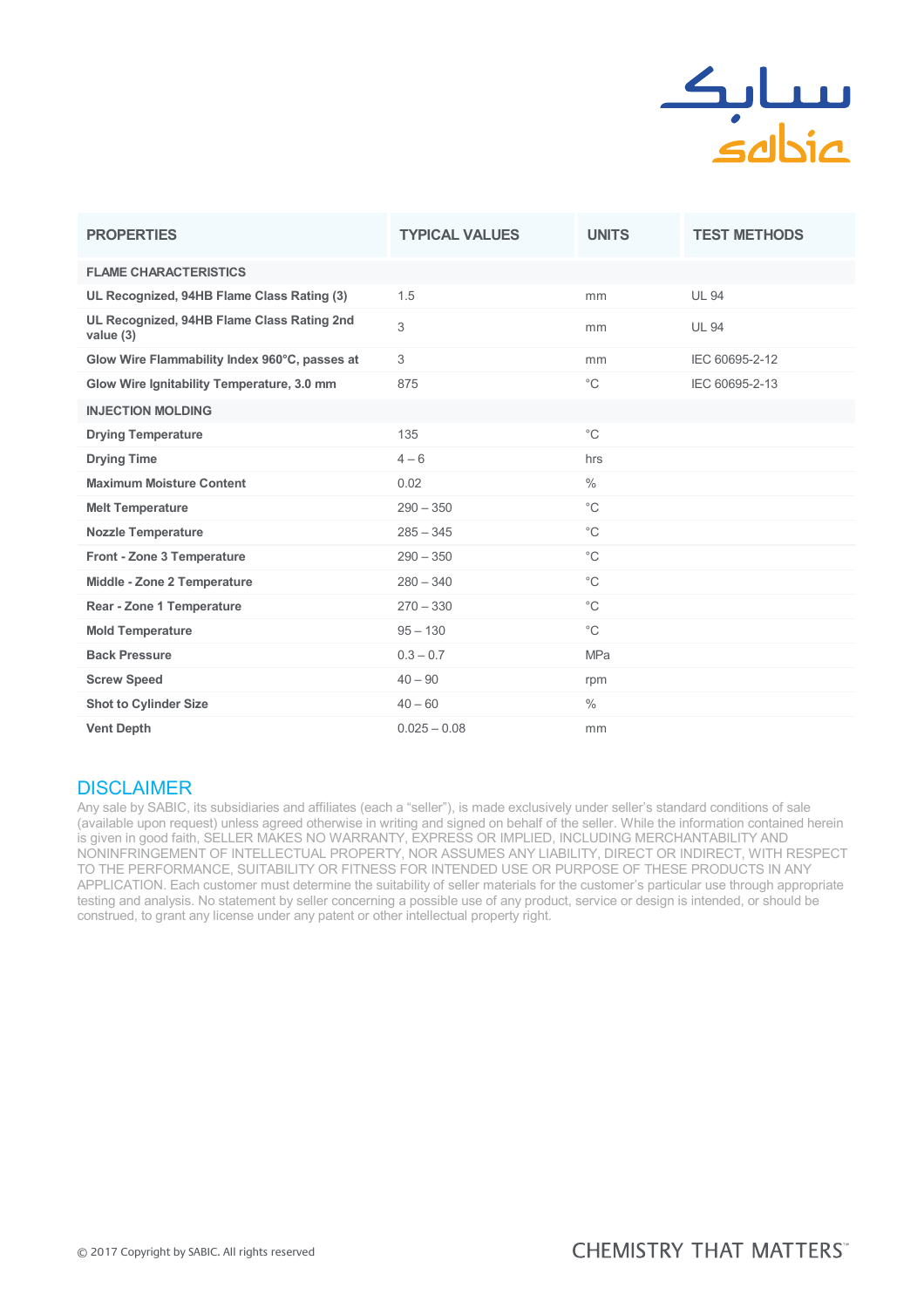| PROPERTIES | TYPICAL VALUES | UNITS | TEST METHODS |
|---|---|---|---|
| **FLAME CHARACTERISTICS** | | | |
| **UL Recognized, 94HB Flame Class Rating (3)** | 1.5 | mm | UL 94 |
| **UL Recognized, 94HB Flame Class Rating 2nd value (3)** | 3 | mm | UL 94 |
| **Glow Wire Flammability Index 960°C, passes at** | 3 | mm | IEC 60695-2-12 |
| **Glow Wire Ignitability Temperature, 3.0 mm** | 875 | °C | IEC 60695-2-13 |
| **INJECTION MOLDING** | | | |
| **Drying Temperature** | 135 | °C | |
| **Drying Time** | 4 – 6 | hrs | |
| **Maximum Moisture Content** | 0.02 | % | |
| **Melt Temperature** | 290 – 350 | °C | |
| **Nozzle Temperature** | 285 – 345 | °C | |
| **Front - Zone 3 Temperature** | 290 – 350 | °C | |
| **Middle - Zone 2 Temperature** | 280 – 340 | °C | |
| **Rear - Zone 1 Temperature** | 270 – 330 | °C | |
| **Mold Temperature** | 95 – 130 | °C | |
| **Back Pressure** | 0.3 – 0.7 | MPa | |
| **Screw Speed** | 40 – 90 | rpm | |
| **Shot to Cylinder Size** | 40 – 60 | % | |
| **Vent Depth** | 0.025 – 0.08 | mm | |

## DISCLAIMER

Any sale by SABIC, its subsidiaries and affiliates (each a "seller"), is made exclusively under seller's standard conditions of sale (available upon request) unless agreed otherwise in writing and signed on behalf of the seller. While the information contained herein is given in good faith, SELLER MAKES NO WARRANTY, EXPRESS OR IMPLIED, INCLUDING MERCHANTABILITY AND NONINFRINGEMENT OF INTELLECTUAL PROPERTY, NOR ASSUMES ANY LIABILITY, DIRECT OR INDIRECT, WITH RESPECT TO THE PERFORMANCE, SUITABILITY OR FITNESS FOR INTENDED USE OR PURPOSE OF THESE PRODUCTS IN ANY APPLICATION. Each customer must determine the suitability of seller materials for the customer's particular use through appropriate testing and analysis. No statement by seller concerning a possible use of any product, service or design is intended, or should be construed, to grant any license under any patent or other intellectual property right.